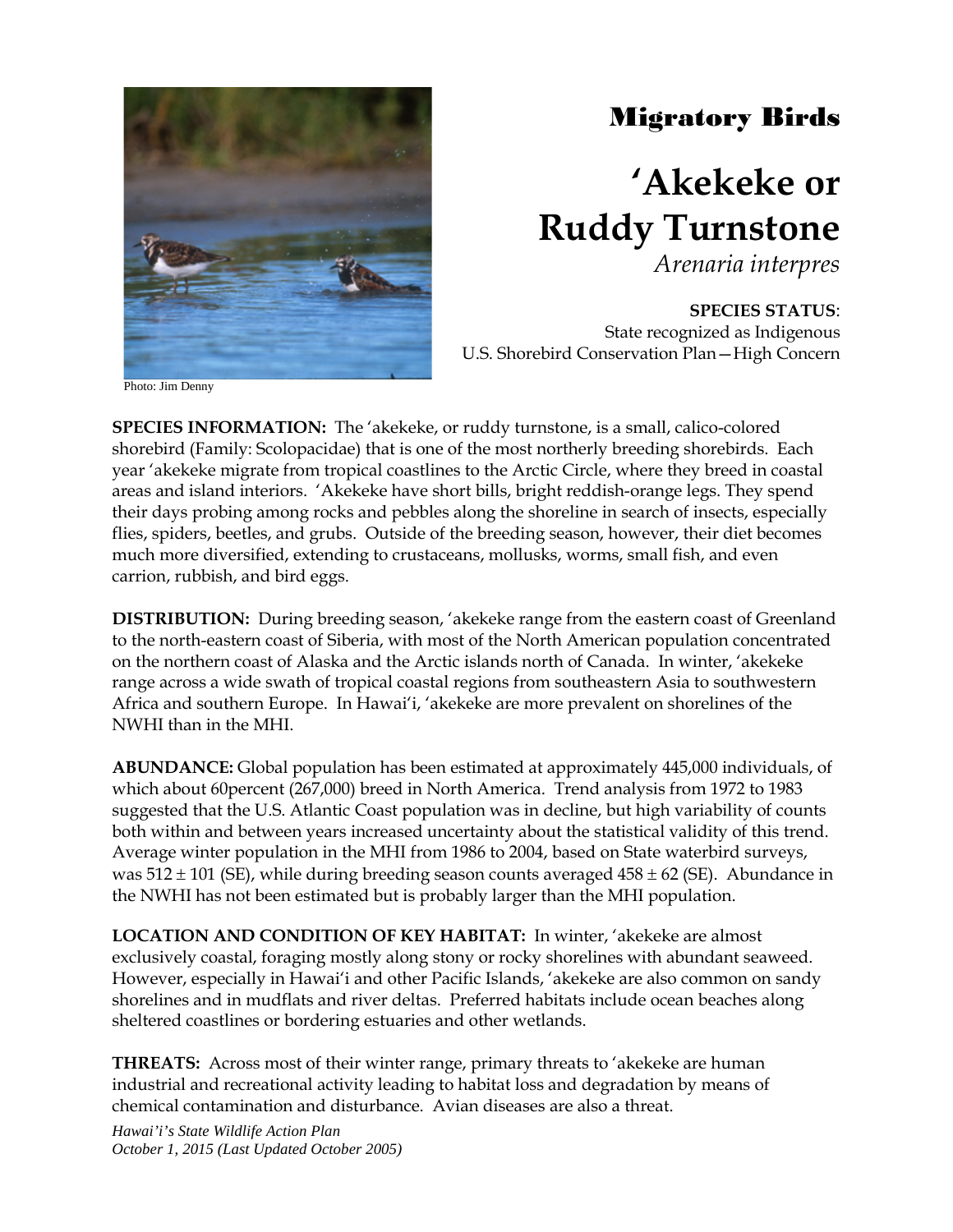Photo: Jim Denny

# Migratory Birds

# ʻAkekeke or Ruddy Turnstone

*Arenaria interpres*

**SPECIES STATUS**:
State recognized as Indigenous
U.S. Shorebird Conservation Plan—High Concern

**SPECIES INFORMATION:** The ʻakekeke, or ruddy turnstone, is a small, calico-colored shorebird (Family: Scolopacidae) that is one of the most northerly breeding shorebirds. Each year ʻakekeke migrate from tropical coastlines to the Arctic Circle, where they breed in coastal areas and island interiors. ʻAkekeke have short bills, bright reddish-orange legs. They spend their days probing among rocks and pebbles along the shoreline in search of insects, especially flies, spiders, beetles, and grubs. Outside of the breeding season, however, their diet becomes much more diversified, extending to crustaceans, mollusks, worms, small fish, and even carrion, rubbish, and bird eggs.

**DISTRIBUTION:** During breeding season, ʻakekeke range from the eastern coast of Greenland to the north-eastern coast of Siberia, with most of the North American population concentrated on the northern coast of Alaska and the Arctic islands north of Canada. In winter, ʻakekeke range across a wide swath of tropical coastal regions from southeastern Asia to southwestern Africa and southern Europe. In Hawaiʻi, ʻakekeke are more prevalent on shorelines of the NWHI than in the MHI.

**ABUNDANCE:** Global population has been estimated at approximately 445,000 individuals, of which about 60percent (267,000) breed in North America. Trend analysis from 1972 to 1983 suggested that the U.S. Atlantic Coast population was in decline, but high variability of counts both within and between years increased uncertainty about the statistical validity of this trend. Average winter population in the MHI from 1986 to 2004, based on State waterbird surveys, was $512 \pm 101$ (SE), while during breeding season counts averaged $458 \pm 62$ (SE). Abundance in the NWHI has not been estimated but is probably larger than the MHI population.

**LOCATION AND CONDITION OF KEY HABITAT:** In winter, ʻakekeke are almost exclusively coastal, foraging mostly along stony or rocky shorelines with abundant seaweed. However, especially in Hawaiʻi and other Pacific Islands, ʻakekeke are also common on sandy shorelines and in mudflats and river deltas. Preferred habitats include ocean beaches along sheltered coastlines or bordering estuaries and other wetlands.

**THREATS:** Across most of their winter range, primary threats to ʻakekeke are human industrial and recreational activity leading to habitat loss and degradation by means of chemical contamination and disturbance. Avian diseases are also a threat.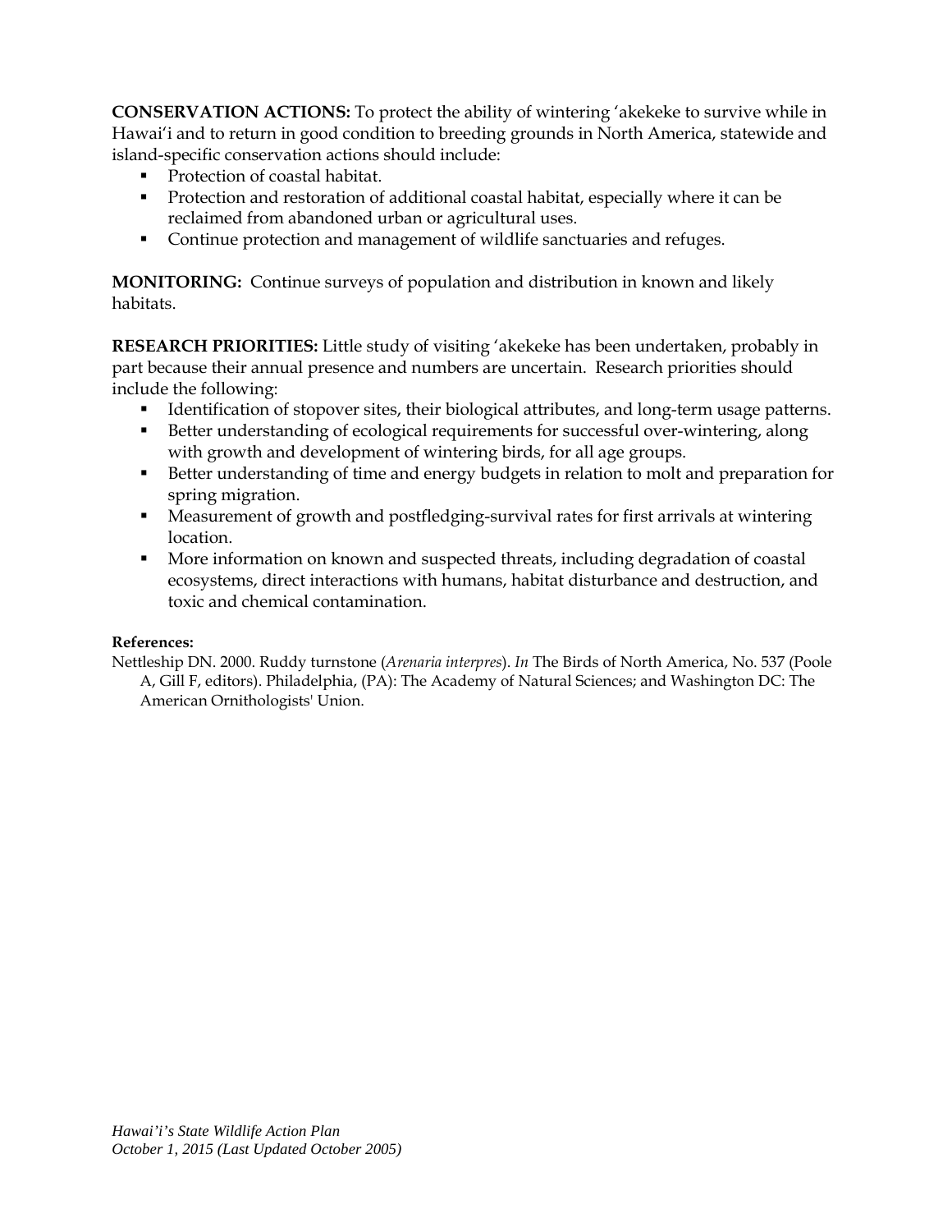**CONSERVATION ACTIONS:** To protect the ability of wintering ʻakekeke to survive while in Hawaiʻi and to return in good condition to breeding grounds in North America, statewide and island-specific conservation actions should include:

- Protection of coastal habitat.
- Protection and restoration of additional coastal habitat, especially where it can be reclaimed from abandoned urban or agricultural uses.
- Continue protection and management of wildlife sanctuaries and refuges.

**MONITORING:** Continue surveys of population and distribution in known and likely habitats.

**RESEARCH PRIORITIES:** Little study of visiting ʻakekeke has been undertaken, probably in part because their annual presence and numbers are uncertain. Research priorities should include the following:

- Identification of stopover sites, their biological attributes, and long-term usage patterns.
- Better understanding of ecological requirements for successful over-wintering, along with growth and development of wintering birds, for all age groups.
- Better understanding of time and energy budgets in relation to molt and preparation for spring migration.
- Measurement of growth and postfledging-survival rates for first arrivals at wintering location.
- More information on known and suspected threats, including degradation of coastal ecosystems, direct interactions with humans, habitat disturbance and destruction, and toxic and chemical contamination.

**References:**

Nettleship DN. 2000. Ruddy turnstone (*Arenaria interpres*). *In* The Birds of North America, No. 537 (Poole A, Gill F, editors). Philadelphia, (PA): The Academy of Natural Sciences; and Washington DC: The American Ornithologists' Union.